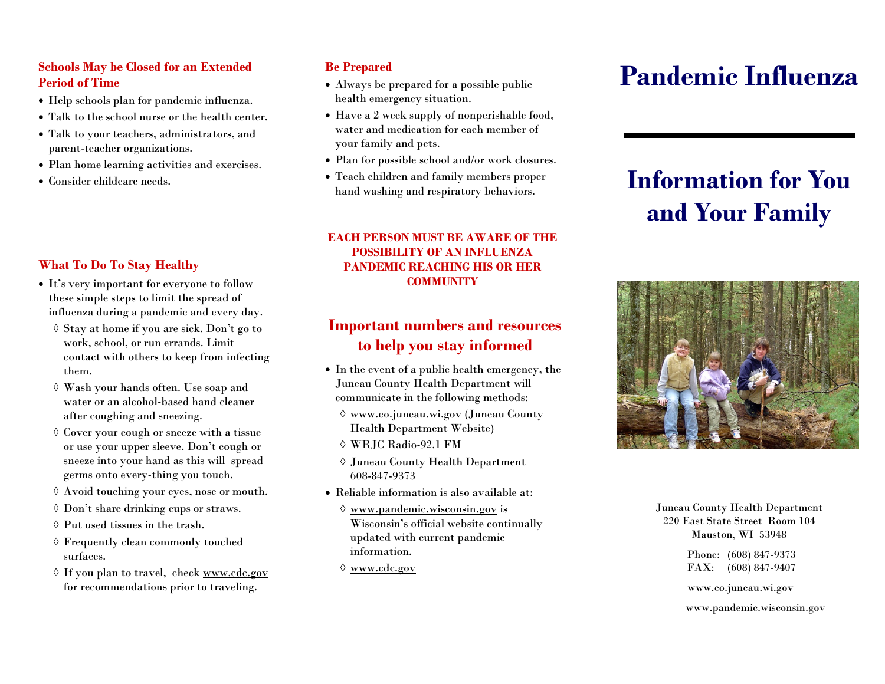## Schools May be Closed for an Extended Period of Time

- Help schools plan for pandemic influenza.
- Talk to the school nurse or the health center.
- Talk to your teachers, administrators, and parent-teacher organizations.
- Plan home learning activities and exercises.
- Consider childcare needs.

## What To Do To Stay Healthy

- It's very important for everyone to follow these simple steps to limit the spread of influenza during a pandemic and every day.
  - ◊ Stay at home if you are sick. Don't go to work, school, or run errands. Limit contact with others to keep from infecting them.
  - ◊ Wash your hands often. Use soap and water or an alcohol-based hand cleaner after coughing and sneezing.
  - ◊ Cover your cough or sneeze with a tissue or use your upper sleeve. Don't cough or sneeze into your hand as this will spread germs onto every-thing you touch.
  - ◊ Avoid touching your eyes, nose or mouth.
  - ◊ Don't share drinking cups or straws.
  - ◊ Put used tissues in the trash.
  - ◊ Frequently clean commonly touched surfaces.
  - ◊ If you plan to travel, check www.cdc.gov for recommendations prior to traveling.

## Be Prepared

- Always be prepared for a possible public health emergency situation.
- Have a 2 week supply of nonperishable food, water and medication for each member of your family and pets.
- Plan for possible school and/or work closures.
- Teach children and family members proper hand washing and respiratory behaviors.

**EACH PERSON MUST BE AWARE OF THE POSSIBILITY OF AN INFLUENZA PANDEMIC REACHING HIS OR HER COMMUNITY**

## Important numbers and resources to help you stay informed

- In the event of a public health emergency, the Juneau County Health Department will communicate in the following methods:
  - ◊ www.co.juneau.wi.gov (Juneau County Health Department Website)
  - ◊ WRJC Radio-92.1 FM
  - ◊ Juneau County Health Department 608-847-9373
- Reliable information is also available at:
  - ◊ www.pandemic.wisconsin.gov is Wisconsin's official website continually updated with current pandemic information.
  - ◊ www.cdc.gov

# Pandemic Influenza

# Information for You and Your Family

Juneau County Health Department
220 East State Street Room 104
Mauston, WI 53948

Phone: (608) 847-9373
FAX: (608) 847-9407

www.co.juneau.wi.gov

www.pandemic.wisconsin.gov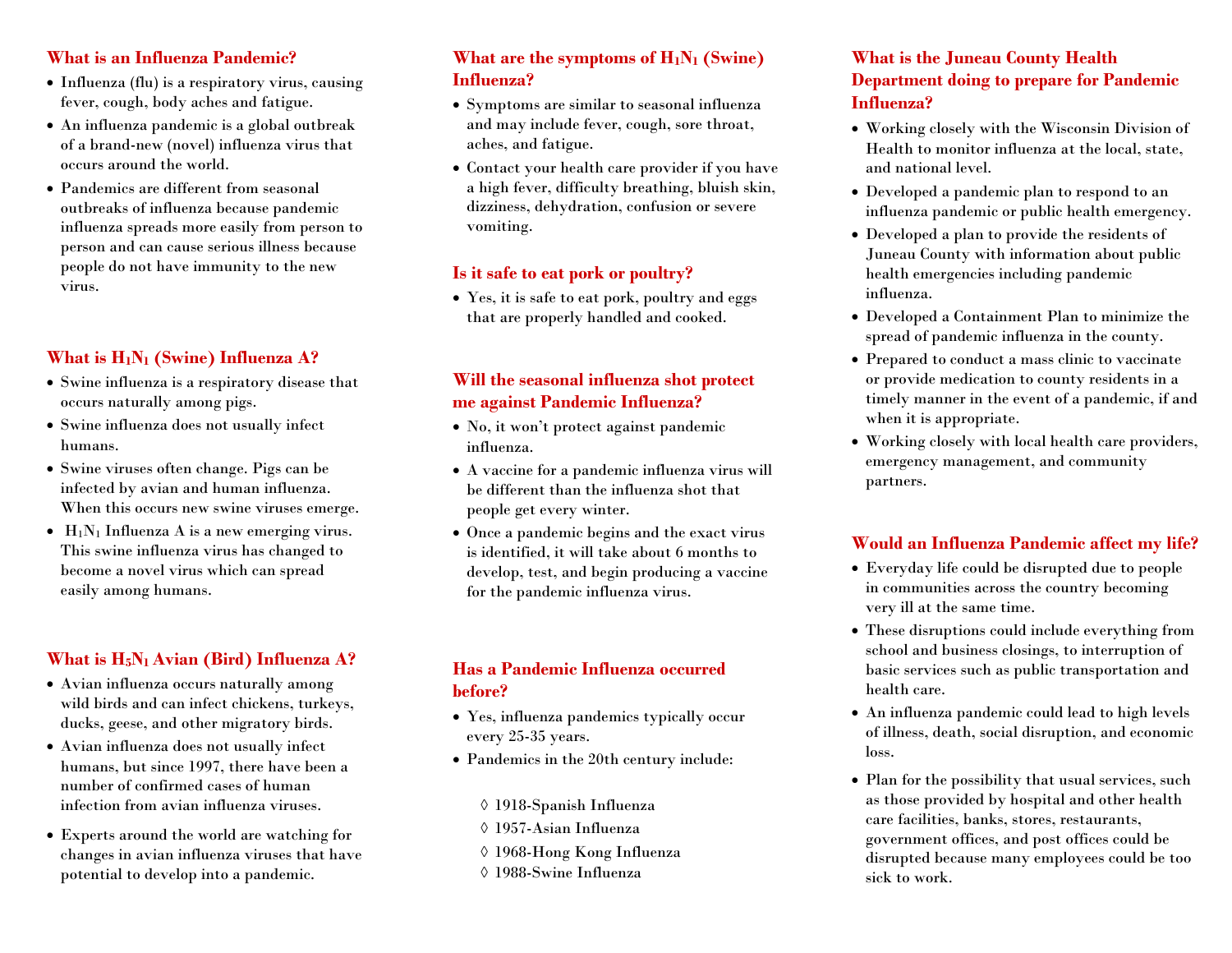## What is an Influenza Pandemic?

- Influenza (flu) is a respiratory virus, causing fever, cough, body aches and fatigue.
- An influenza pandemic is a global outbreak of a brand-new (novel) influenza virus that occurs around the world.
- Pandemics are different from seasonal outbreaks of influenza because pandemic influenza spreads more easily from person to person and can cause serious illness because people do not have immunity to the new virus.

## What is $H_1N_1$ (Swine) Influenza A?

- Swine influenza is a respiratory disease that occurs naturally among pigs.
- Swine influenza does not usually infect humans.
- Swine viruses often change. Pigs can be infected by avian and human influenza. When this occurs new swine viruses emerge.
- $H_1N_1$ Influenza A is a new emerging virus. This swine influenza virus has changed to become a novel virus which can spread easily among humans.

## What is $H_5N_1$ Avian (Bird) Influenza A?

- Avian influenza occurs naturally among wild birds and can infect chickens, turkeys, ducks, geese, and other migratory birds.
- Avian influenza does not usually infect humans, but since 1997, there have been a number of confirmed cases of human infection from avian influenza viruses.
- Experts around the world are watching for changes in avian influenza viruses that have potential to develop into a pandemic.

## What are the symptoms of $H_1N_1$ (Swine) Influenza?

- Symptoms are similar to seasonal influenza and may include fever, cough, sore throat, aches, and fatigue.
- Contact your health care provider if you have a high fever, difficulty breathing, bluish skin, dizziness, dehydration, confusion or severe vomiting.

## Is it safe to eat pork or poultry?

- Yes, it is safe to eat pork, poultry and eggs that are properly handled and cooked.

## Will the seasonal influenza shot protect me against Pandemic Influenza?

- No, it won't protect against pandemic influenza.
- A vaccine for a pandemic influenza virus will be different than the influenza shot that people get every winter.
- Once a pandemic begins and the exact virus is identified, it will take about 6 months to develop, test, and begin producing a vaccine for the pandemic influenza virus.

## Has a Pandemic Influenza occurred before?

- Yes, influenza pandemics typically occur every 25-35 years.
- Pandemics in the 20th century include:
    - ◊ 1918-Spanish Influenza
    - ◊ 1957-Asian Influenza
    - ◊ 1968-Hong Kong Influenza
    - ◊ 1988-Swine Influenza

## What is the Juneau County Health Department doing to prepare for Pandemic Influenza?

- Working closely with the Wisconsin Division of Health to monitor influenza at the local, state, and national level.
- Developed a pandemic plan to respond to an influenza pandemic or public health emergency.
- Developed a plan to provide the residents of Juneau County with information about public health emergencies including pandemic influenza.
- Developed a Containment Plan to minimize the spread of pandemic influenza in the county.
- Prepared to conduct a mass clinic to vaccinate or provide medication to county residents in a timely manner in the event of a pandemic, if and when it is appropriate.
- Working closely with local health care providers, emergency management, and community partners.

## Would an Influenza Pandemic affect my life?

- Everyday life could be disrupted due to people in communities across the country becoming very ill at the same time.
- These disruptions could include everything from school and business closings, to interruption of basic services such as public transportation and health care.
- An influenza pandemic could lead to high levels of illness, death, social disruption, and economic loss.
- Plan for the possibility that usual services, such as those provided by hospital and other health care facilities, banks, stores, restaurants, government offices, and post offices could be disrupted because many employees could be too sick to work.